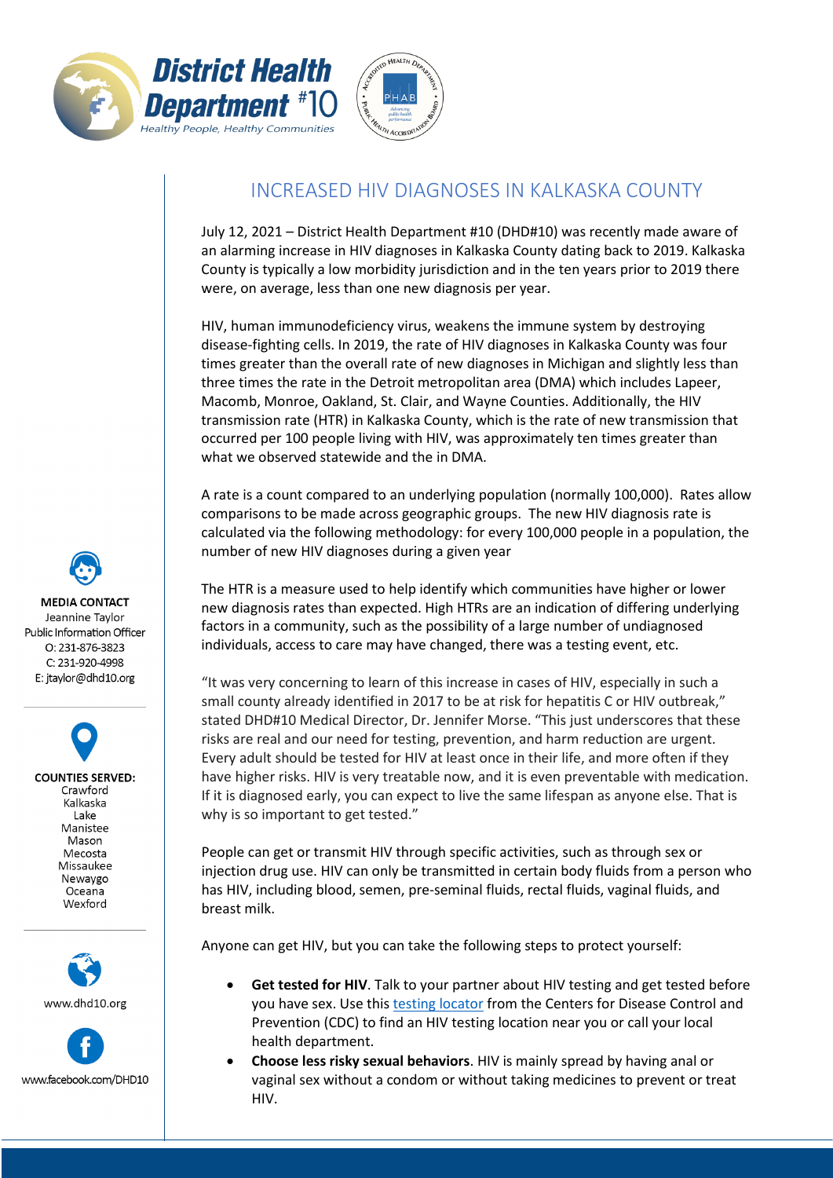District Health Department #10
Healthy People, Healthy Communities

# INCREASED HIV DIAGNOSES IN KALKASKA COUNTY

July 12, 2021 – District Health Department #10 (DHD#10) was recently made aware of an alarming increase in HIV diagnoses in Kalkaska County dating back to 2019. Kalkaska County is typically a low morbidity jurisdiction and in the ten years prior to 2019 there were, on average, less than one new diagnosis per year.

HIV, human immunodeficiency virus, weakens the immune system by destroying disease-fighting cells. In 2019, the rate of HIV diagnoses in Kalkaska County was four times greater than the overall rate of new diagnoses in Michigan and slightly less than three times the rate in the Detroit metropolitan area (DMA) which includes Lapeer, Macomb, Monroe, Oakland, St. Clair, and Wayne Counties. Additionally, the HIV transmission rate (HTR) in Kalkaska County, which is the rate of new transmission that occurred per 100 people living with HIV, was approximately ten times greater than what we observed statewide and the in DMA.

A rate is a count compared to an underlying population (normally 100,000). Rates allow comparisons to be made across geographic groups. The new HIV diagnosis rate is calculated via the following methodology: for every 100,000 people in a population, the number of new HIV diagnoses during a given year

The HTR is a measure used to help identify which communities have higher or lower new diagnosis rates than expected. High HTRs are an indication of differing underlying factors in a community, such as the possibility of a large number of undiagnosed individuals, access to care may have changed, there was a testing event, etc.

"It was very concerning to learn of this increase in cases of HIV, especially in such a small county already identified in 2017 to be at risk for hepatitis C or HIV outbreak," stated DHD#10 Medical Director, Dr. Jennifer Morse. "This just underscores that these risks are real and our need for testing, prevention, and harm reduction are urgent. Every adult should be tested for HIV at least once in their life, and more often if they have higher risks. HIV is very treatable now, and it is even preventable with medication. If it is diagnosed early, you can expect to live the same lifespan as anyone else. That is why is so important to get tested."

People can get or transmit HIV through specific activities, such as through sex or injection drug use. HIV can only be transmitted in certain body fluids from a person who has HIV, including blood, semen, pre-seminal fluids, rectal fluids, vaginal fluids, and breast milk.

Anyone can get HIV, but you can take the following steps to protect yourself:

- **Get tested for HIV**. Talk to your partner about HIV testing and get tested before you have sex. Use this testing locator from the Centers for Disease Control and Prevention (CDC) to find an HIV testing location near you or call your local health department.
- **Choose less risky sexual behaviors**. HIV is mainly spread by having anal or vaginal sex without a condom or without taking medicines to prevent or treat HIV.

**MEDIA CONTACT**
Jeannine Taylor
Public Information Officer
O: 231-876-3823
C: 231-920-4998
E: jtaylor@dhd10.org

**COUNTIES SERVED:**
Crawford
Kalkaska
Lake
Manistee
Mason
Mecosta
Missaukee
Newaygo
Oceana
Wexford

www.dhd10.org

www.facebook.com/DHD10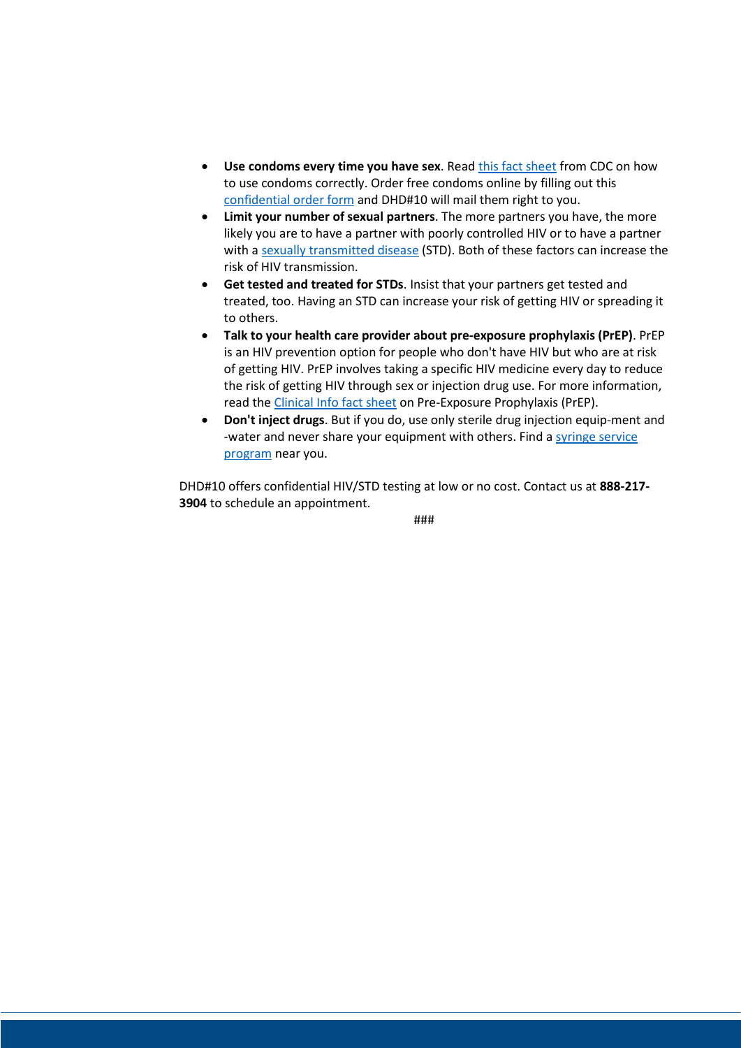- **Use condoms every time you have sex**. Read this fact sheet from CDC on how to use condoms correctly. Order free condoms online by filling out this confidential order form and DHD#10 will mail them right to you.
- **Limit your number of sexual partners**. The more partners you have, the more likely you are to have a partner with poorly controlled HIV or to have a partner with a sexually transmitted disease (STD). Both of these factors can increase the risk of HIV transmission.
- **Get tested and treated for STDs**. Insist that your partners get tested and treated, too. Having an STD can increase your risk of getting HIV or spreading it to others.
- **Talk to your health care provider about pre-exposure prophylaxis (PrEP)**. PrEP is an HIV prevention option for people who don't have HIV but who are at risk of getting HIV. PrEP involves taking a specific HIV medicine every day to reduce the risk of getting HIV through sex or injection drug use. For more information, read the Clinical Info fact sheet on Pre-Exposure Prophylaxis (PrEP).
- **Don't inject drugs**. But if you do, use only sterile drug injection equip-ment and -water and never share your equipment with others. Find a syringe service program near you.

DHD#10 offers confidential HIV/STD testing at low or no cost. Contact us at **888-217-3904** to schedule an appointment.

###